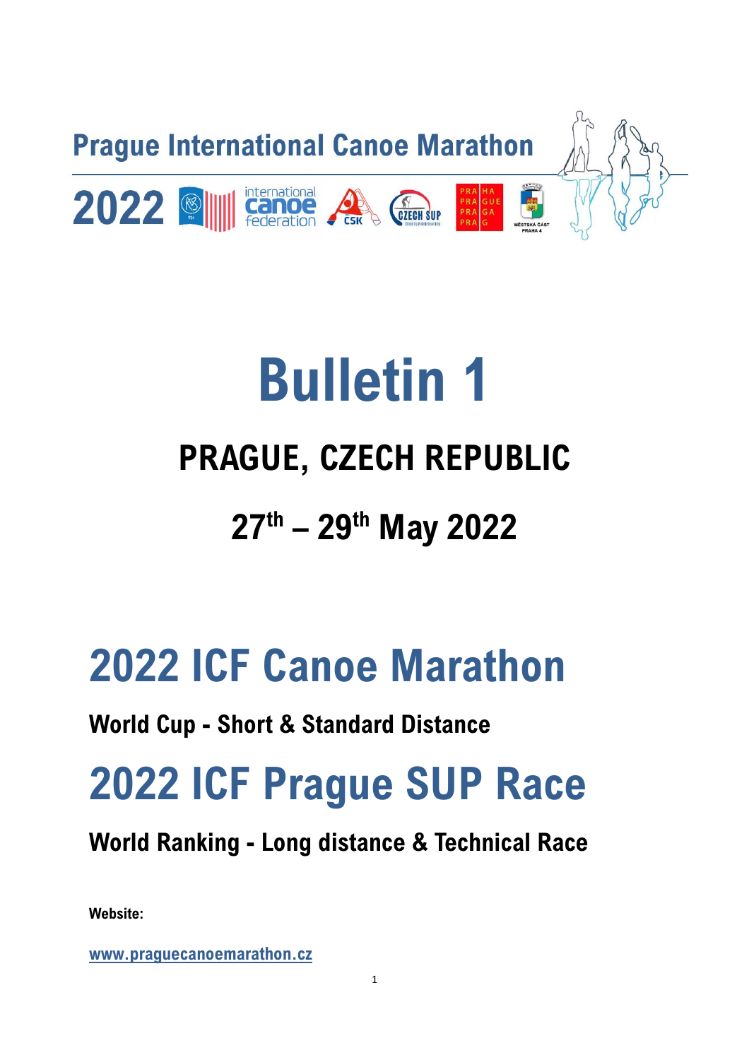# Prague International Canoe Marathon

2022

# Bulletin 1

## PRAGUE, CZECH REPUBLIC

## 27th – 29th May 2022

# 2022 ICF Canoe Marathon

**World Cup - Short & Standard Distance**

# 2022 ICF Prague SUP Race

**World Ranking - Long distance & Technical Race**

**Website:**

[www.praguecanoemarathon.cz](http://www.praguecanoemarathon.cz)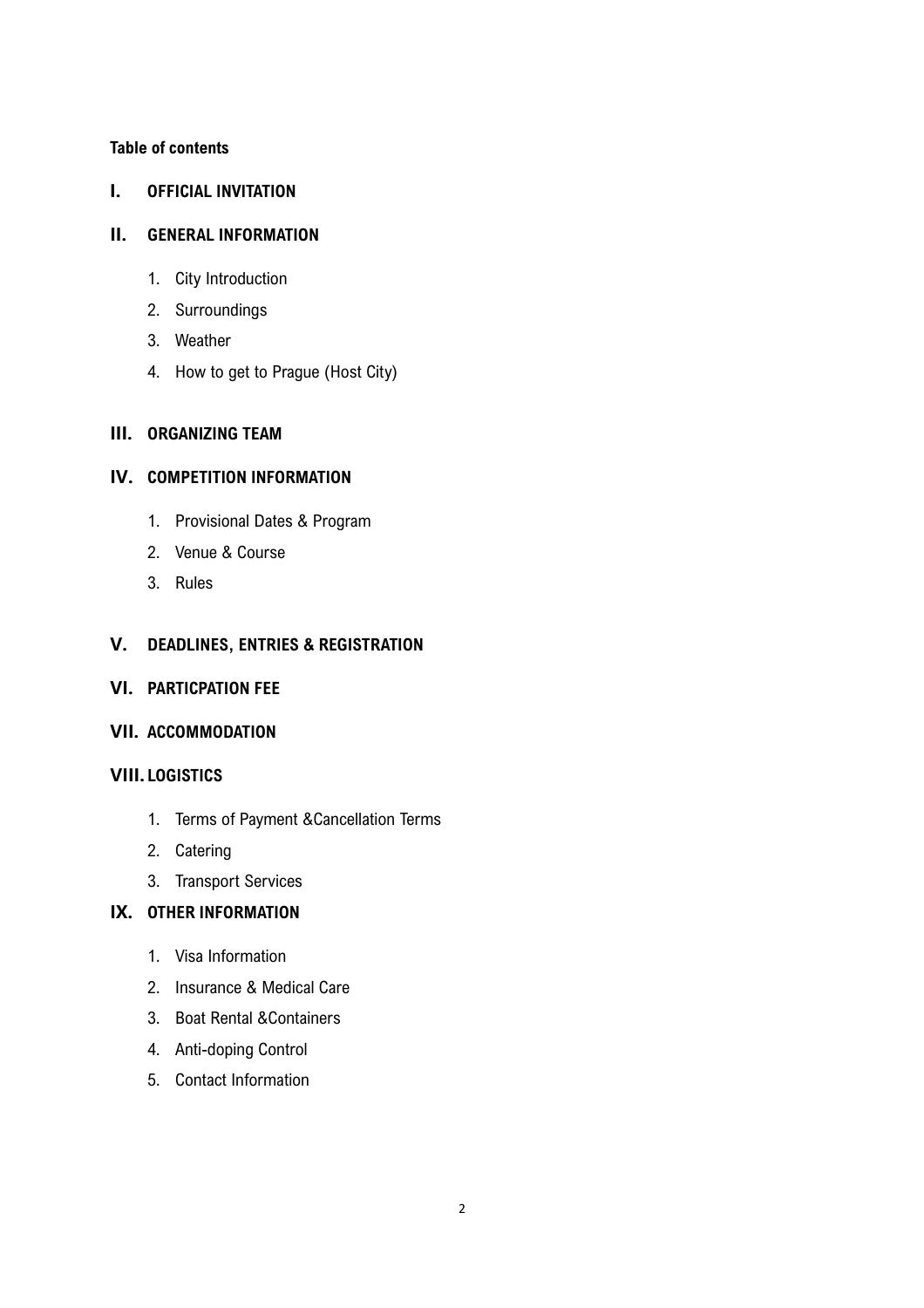**Table of contents**

## I. OFFICIAL INVITATION

## II. GENERAL INFORMATION

1. City Introduction
2. Surroundings
3. Weather
4. How to get to Prague (Host City)

## III. ORGANIZING TEAM

## IV. COMPETITION INFORMATION

1. Provisional Dates & Program
2. Venue & Course
3. Rules

## V. DEADLINES, ENTRIES & REGISTRATION

## VI. PARTICPATION FEE

## VII. ACCOMMODATION

## VIII. LOGISTICS

1. Terms of Payment &Cancellation Terms
2. Catering
3. Transport Services

## IX. OTHER INFORMATION

1. Visa Information
2. Insurance & Medical Care
3. Boat Rental &Containers
4. Anti-doping Control
5. Contact Information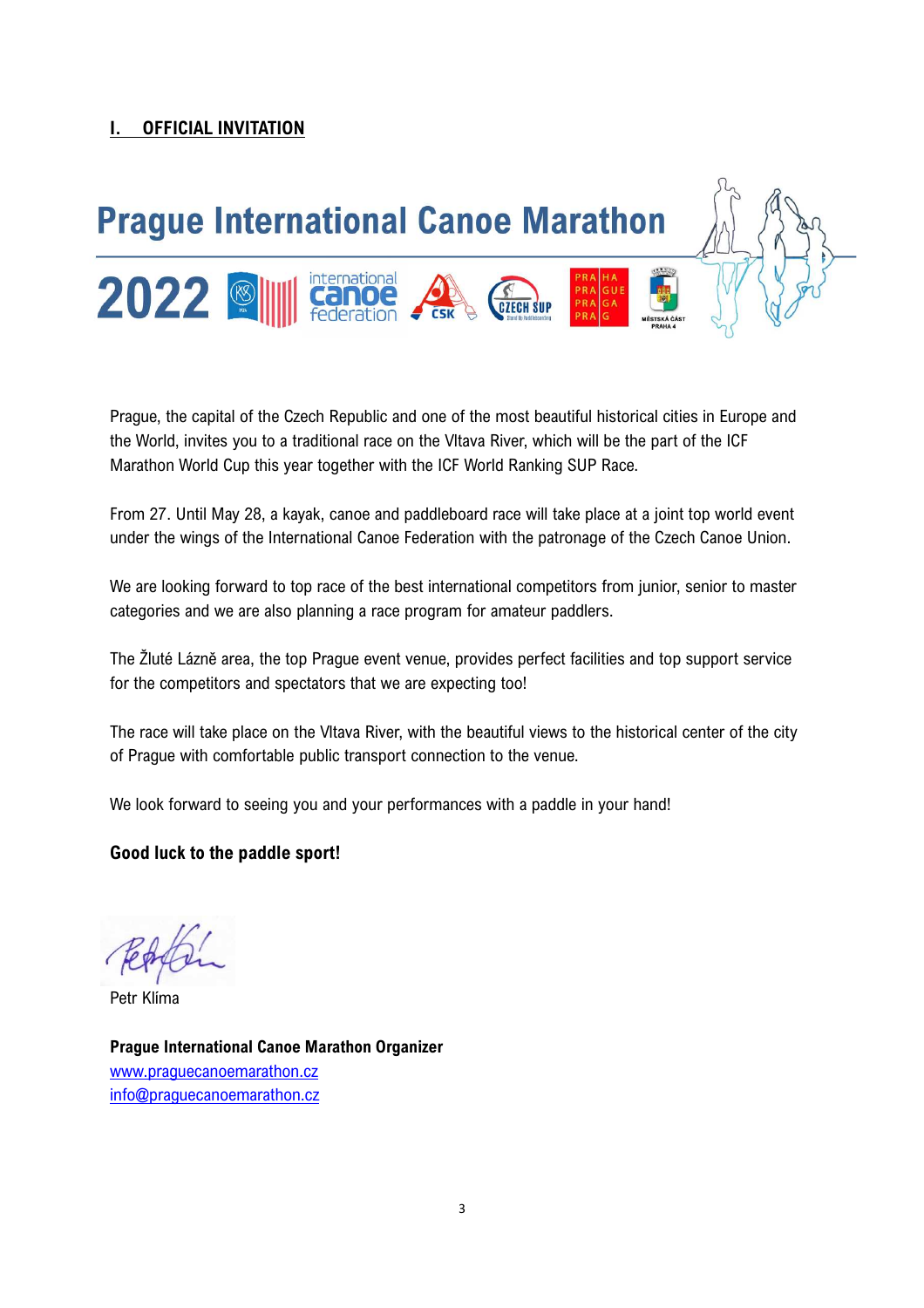## I. OFFICIAL INVITATION

# Prague International Canoe Marathon

# 2022

Prague, the capital of the Czech Republic and one of the most beautiful historical cities in Europe and the World, invites you to a traditional race on the Vltava River, which will be the part of the ICF Marathon World Cup this year together with the ICF World Ranking SUP Race.

From 27. Until May 28, a kayak, canoe and paddleboard race will take place at a joint top world event under the wings of the International Canoe Federation with the patronage of the Czech Canoe Union.

We are looking forward to top race of the best international competitors from junior, senior to master categories and we are also planning a race program for amateur paddlers.

The Žluté Lázně area, the top Prague event venue, provides perfect facilities and top support service for the competitors and spectators that we are expecting too!

The race will take place on the Vltava River, with the beautiful views to the historical center of the city of Prague with comfortable public transport connection to the venue.

We look forward to seeing you and your performances with a paddle in your hand!

**Good luck to the paddle sport!**

Petr Klíma

**Prague International Canoe Marathon Organizer**
[www.praguecanoemarathon.cz](www.praguecanoemarathon.cz)
[info@praguecanoemarathon.cz](mailto:info@praguecanoemarathon.cz)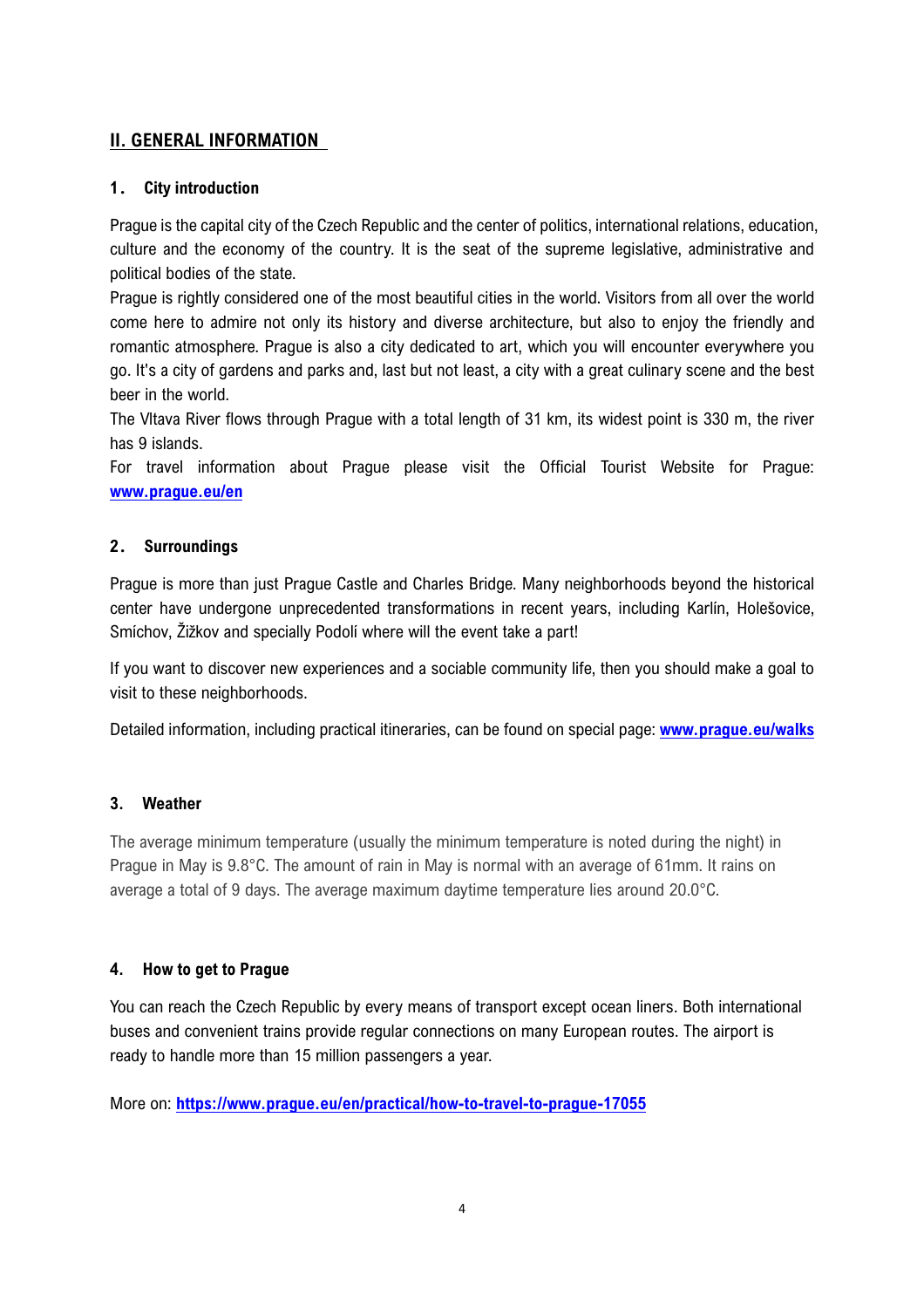## II. GENERAL INFORMATION

### 1. City introduction

Prague is the capital city of the Czech Republic and the center of politics, international relations, education, culture and the economy of the country. It is the seat of the supreme legislative, administrative and political bodies of the state.

Prague is rightly considered one of the most beautiful cities in the world. Visitors from all over the world come here to admire not only its history and diverse architecture, but also to enjoy the friendly and romantic atmosphere. Prague is also a city dedicated to art, which you will encounter everywhere you go. It's a city of gardens and parks and, last but not least, a city with a great culinary scene and the best beer in the world.

The Vltava River flows through Prague with a total length of 31 km, its widest point is 330 m, the river has 9 islands.

For travel information about Prague please visit the Official Tourist Website for Prague: **www.prague.eu/en**

### 2. Surroundings

Prague is more than just Prague Castle and Charles Bridge. Many neighborhoods beyond the historical center have undergone unprecedented transformations in recent years, including Karlín, Holešovice, Smíchov, Žižkov and specially Podolí where will the event take a part!

If you want to discover new experiences and a sociable community life, then you should make a goal to visit to these neighborhoods.

Detailed information, including practical itineraries, can be found on special page: **www.prague.eu/walks**

### 3. Weather

The average minimum temperature (usually the minimum temperature is noted during the night) in Prague in May is 9.8°C. The amount of rain in May is normal with an average of 61mm. It rains on average a total of 9 days. The average maximum daytime temperature lies around 20.0°C.

### 4. How to get to Prague

You can reach the Czech Republic by every means of transport except ocean liners. Both international buses and convenient trains provide regular connections on many European routes. The airport is ready to handle more than 15 million passengers a year.

More on: **https://www.prague.eu/en/practical/how-to-travel-to-prague-17055**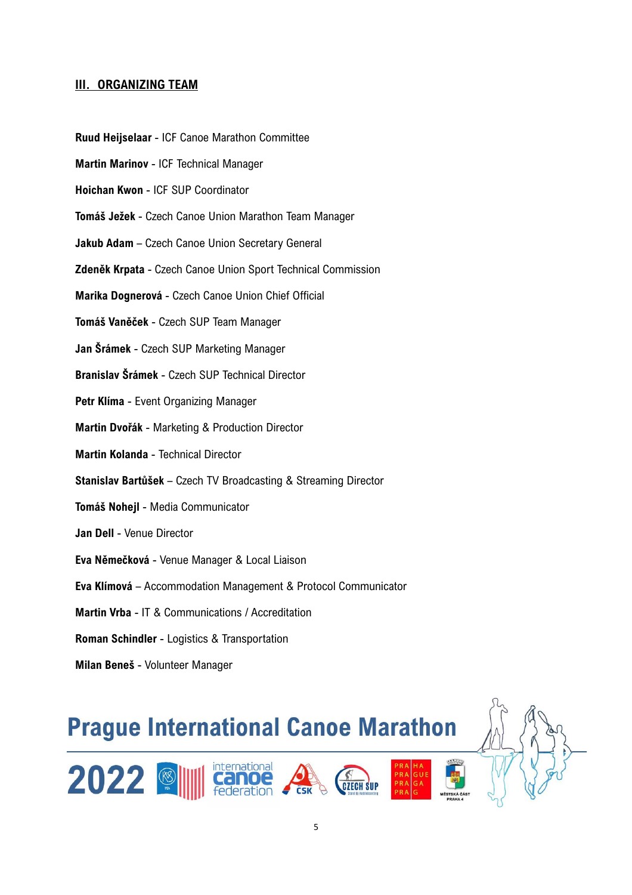## III. ORGANIZING TEAM

**Ruud Heijselaar** - ICF Canoe Marathon Committee

**Martin Marinov** - ICF Technical Manager

**Hoichan Kwon** - ICF SUP Coordinator

**Tomáš Ježek** - Czech Canoe Union Marathon Team Manager

**Jakub Adam** – Czech Canoe Union Secretary General

**Zdeněk Krpata** - Czech Canoe Union Sport Technical Commission

**Marika Dognerová** - Czech Canoe Union Chief Official

**Tomáš Vaněček** - Czech SUP Team Manager

**Jan Šrámek** - Czech SUP Marketing Manager

**Branislav Šrámek** - Czech SUP Technical Director

**Petr Klíma** - Event Organizing Manager

**Martin Dvořák** - Marketing & Production Director

**Martin Kolanda** - Technical Director

**Stanislav Bartůšek** – Czech TV Broadcasting & Streaming Director

**Tomáš Nohejl** - Media Communicator

**Jan Dell** - Venue Director

**Eva Němečková** - Venue Manager & Local Liaison

**Eva Klímová** – Accommodation Management & Protocol Communicator

**Martin Vrba** - IT & Communications / Accreditation

**Roman Schindler** - Logistics & Transportation

**Milan Beneš** - Volunteer Manager

**Prague International Canoe Marathon 2022**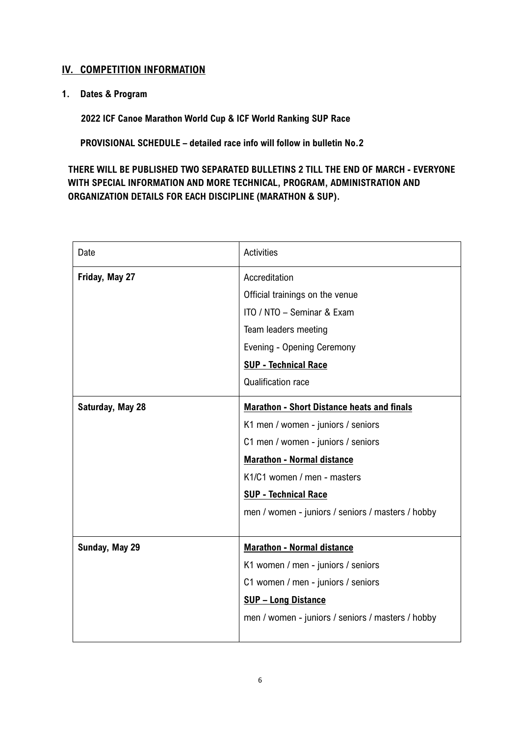## IV. COMPETITION INFORMATION

### 1. Dates & Program

**2022 ICF Canoe Marathon World Cup & ICF World Ranking SUP Race**

**PROVISIONAL SCHEDULE – detailed race info will follow in bulletin No.2**

**THERE WILL BE PUBLISHED TWO SEPARATED BULLETINS 2 TILL THE END OF MARCH - EVERYONE WITH SPECIAL INFORMATION AND MORE TECHNICAL, PROGRAM, ADMINISTRATION AND ORGANIZATION DETAILS FOR EACH DISCIPLINE (MARATHON & SUP).**

| Date | Activities |
|---|---|
| **Friday, May 27** | Accreditation<br>Official trainings on the venue<br>ITO / NTO – Seminar & Exam<br>Team leaders meeting<br>Evening - Opening Ceremony<br>**SUP - Technical Race**<br>Qualification race |
| **Saturday, May 28** | **Marathon - Short Distance heats and finals**<br>K1 men / women - juniors / seniors<br>C1 men / women - juniors / seniors<br>**Marathon - Normal distance**<br>K1/C1 women / men - masters<br>**SUP - Technical Race**<br>men / women - juniors / seniors / masters / hobby |
| **Sunday, May 29** | **Marathon - Normal distance**<br>K1 women / men - juniors / seniors<br>C1 women / men - juniors / seniors<br>**SUP – Long Distance**<br>men / women - juniors / seniors / masters / hobby |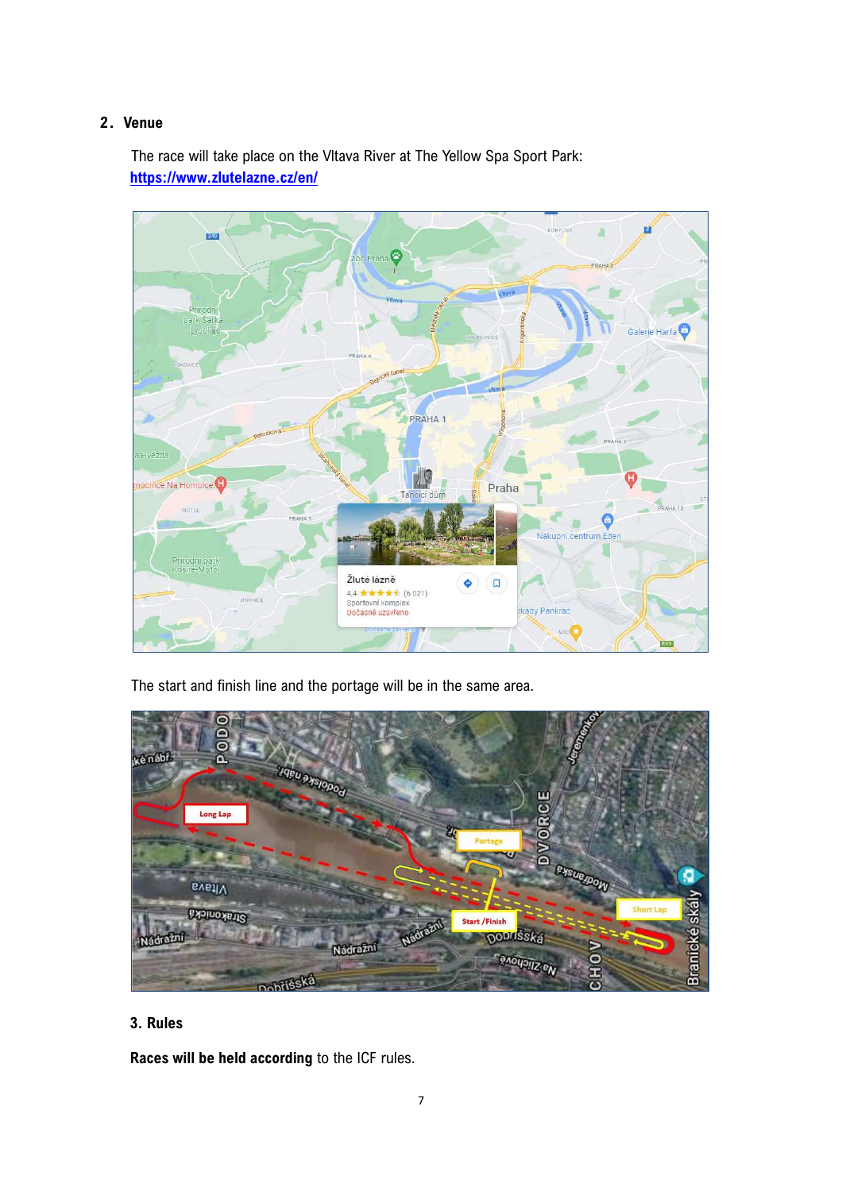## 2. Venue

The race will take place on the Vltava River at The Yellow Spa Sport Park: [https://www.zlutelazne.cz/en/](https://www.zlutelazne.cz/en/)

The start and finish line and the portage will be in the same area.

## 3. Rules

**Races will be held according** to the ICF rules.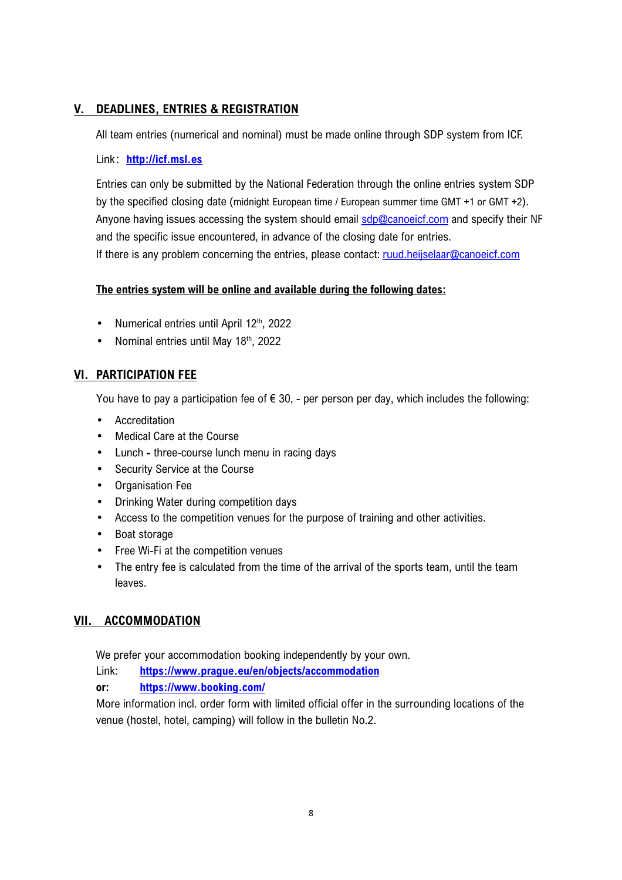## V. DEADLINES, ENTRIES & REGISTRATION

All team entries (numerical and nominal) must be made online through SDP system from ICF.

Link: **http://icf.msl.es**

Entries can only be submitted by the National Federation through the online entries system SDP by the specified closing date (midnight European time / European summer time GMT +1 or GMT +2). Anyone having issues accessing the system should email sdp@canoeicf.com and specify their NF and the specific issue encountered, in advance of the closing date for entries.
If there is any problem concerning the entries, please contact: ruud.heijselaar@canoeicf.com

**The entries system will be online and available during the following dates:**

- Numerical entries until April 12th, 2022
- Nominal entries until May 18th, 2022

## VI. PARTICIPATION FEE

You have to pay a participation fee of € 30, - per person per day, which includes the following:

- Accreditation
- Medical Care at the Course
- Lunch **-** three-course lunch menu in racing days
- Security Service at the Course
- Organisation Fee
- Drinking Water during competition days
- Access to the competition venues for the purpose of training and other activities.
- Boat storage
- Free Wi-Fi at the competition venues
- The entry fee is calculated from the time of the arrival of the sports team, until the team leaves.

## VII. ACCOMMODATION

We prefer your accommodation booking independently by your own.
Link: **https://www.prague.eu/en/objects/accommodation**
**or:** **https://www.booking.com/**
More information incl. order form with limited official offer in the surrounding locations of the venue (hostel, hotel, camping) will follow in the bulletin No.2.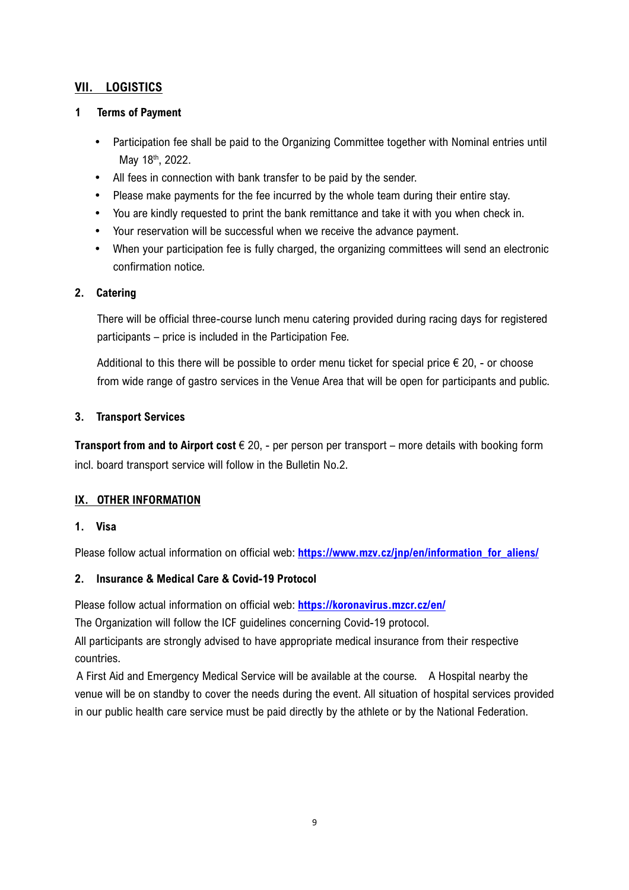## VII. LOGISTICS

### 1 Terms of Payment

- Participation fee shall be paid to the Organizing Committee together with Nominal entries until May 18th, 2022.
- All fees in connection with bank transfer to be paid by the sender.
- Please make payments for the fee incurred by the whole team during their entire stay.
- You are kindly requested to print the bank remittance and take it with you when check in.
- Your reservation will be successful when we receive the advance payment.
- When your participation fee is fully charged, the organizing committees will send an electronic confirmation notice.

### 2. Catering

There will be official three-course lunch menu catering provided during racing days for registered participants – price is included in the Participation Fee.

Additional to this there will be possible to order menu ticket for special price € 20, - or choose from wide range of gastro services in the Venue Area that will be open for participants and public.

### 3. Transport Services

**Transport from and to Airport cost** € 20, - per person per transport – more details with booking form incl. board transport service will follow in the Bulletin No.2.

## IX. OTHER INFORMATION

### 1. Visa

Please follow actual information on official web: **https://www.mzv.cz/jnp/en/information_for_aliens/**

### 2. Insurance & Medical Care & Covid-19 Protocol

Please follow actual information on official web: **https://koronavirus.mzcr.cz/en/**

The Organization will follow the ICF guidelines concerning Covid-19 protocol.

All participants are strongly advised to have appropriate medical insurance from their respective countries.

A First Aid and Emergency Medical Service will be available at the course. A Hospital nearby the venue will be on standby to cover the needs during the event. All situation of hospital services provided in our public health care service must be paid directly by the athlete or by the National Federation.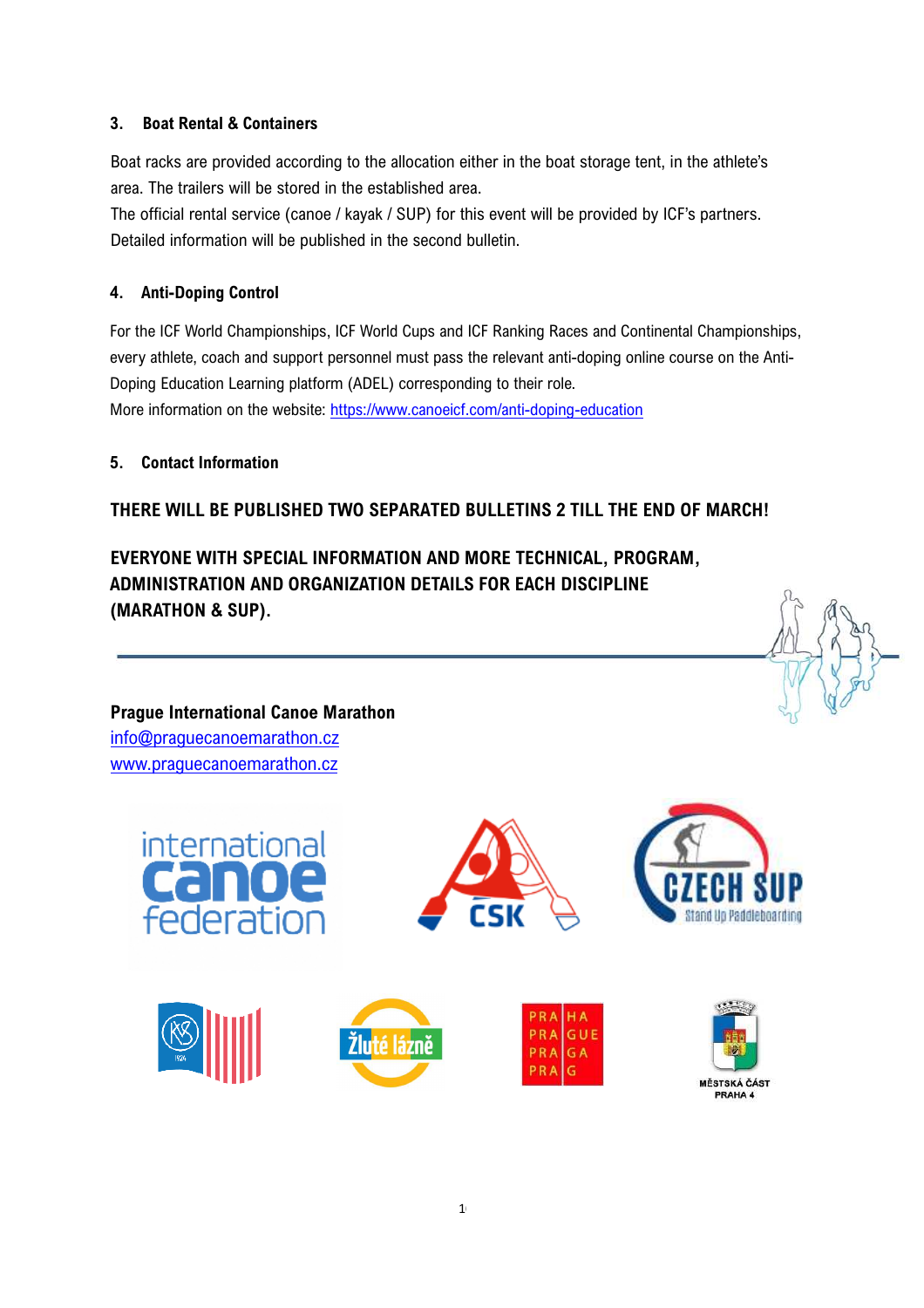### 3. Boat Rental & Containers

Boat racks are provided according to the allocation either in the boat storage tent, in the athlete's area. The trailers will be stored in the established area.
The official rental service (canoe / kayak / SUP) for this event will be provided by ICF's partners. Detailed information will be published in the second bulletin.

### 4. Anti-Doping Control

For the ICF World Championships, ICF World Cups and ICF Ranking Races and Continental Championships, every athlete, coach and support personnel must pass the relevant anti-doping online course on the Anti-Doping Education Learning platform (ADEL) corresponding to their role.
More information on the website: [https://www.canoeicf.com/anti-doping-education](https://www.canoeicf.com/anti-doping-education)

### 5. Contact Information

**THERE WILL BE PUBLISHED TWO SEPARATED BULLETINS 2 TILL THE END OF MARCH!**

**EVERYONE WITH SPECIAL INFORMATION AND MORE TECHNICAL, PROGRAM, ADMINISTRATION AND ORGANIZATION DETAILS FOR EACH DISCIPLINE (MARATHON & SUP).**

---

**Prague International Canoe Marathon**
[info@praguecanoemarathon.cz](mailto:info@praguecanoemarathon.cz)
[www.praguecanoemarathon.cz](http://www.praguecanoemarathon.cz)